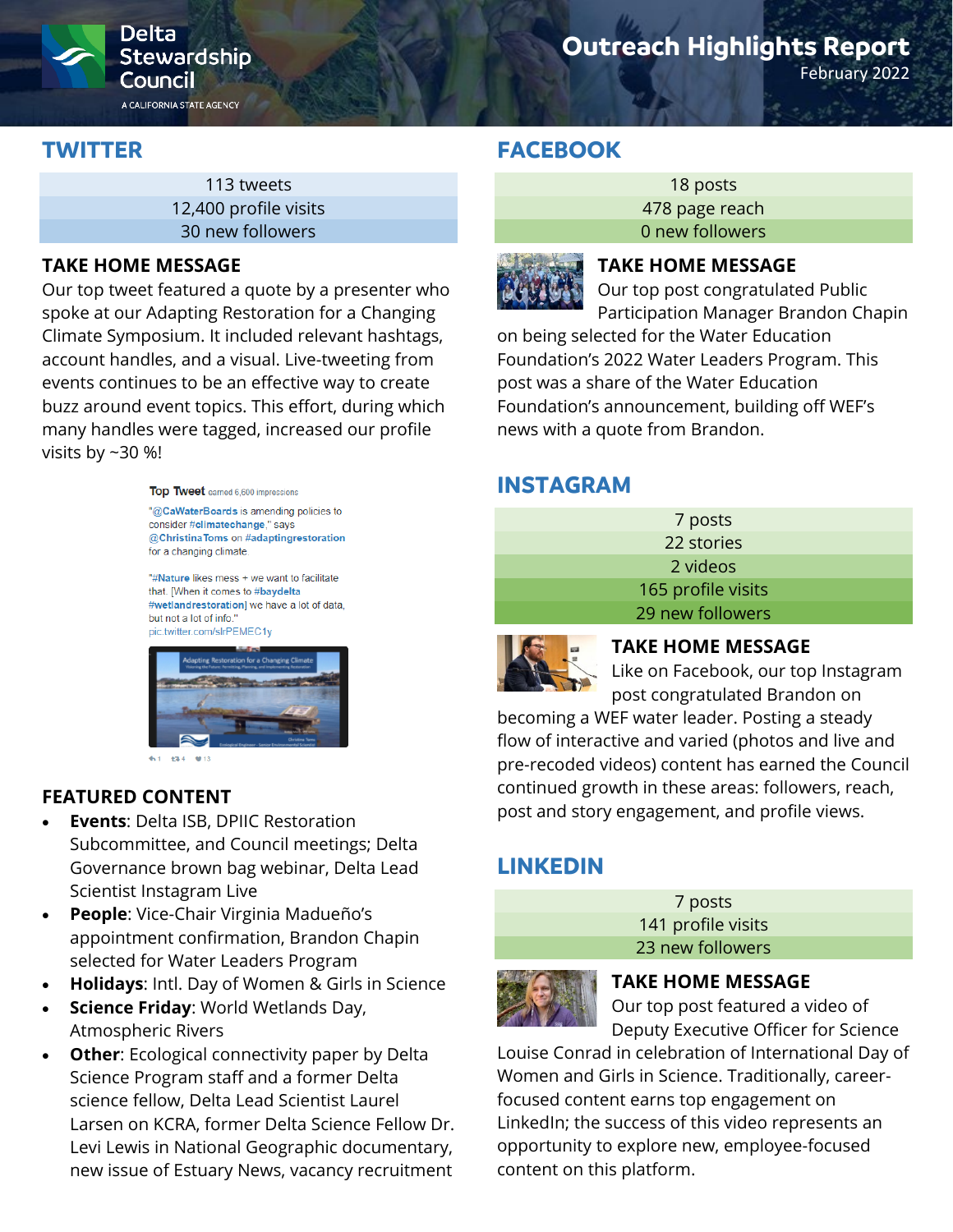Delta Stewardship Council

A CALIFORNIA STATE AGENCY

# Outreach Highlights Report

February 2022

## TWITTER

113 tweets
12,400 profile visits
30 new followers

### TAKE HOME MESSAGE

Our top tweet featured a quote by a presenter who spoke at our Adapting Restoration for a Changing Climate Symposium. It included relevant hashtags, account handles, and a visual. Live-tweeting from events continues to be an effective way to create buzz around event topics. This effort, during which many handles were tagged, increased our profile visits by ~30 %!

**Top Tweet** earned 6,600 impressions

"@CaWaterBoards is amending policies to consider #climatechange," says @ChristinaToms on #adaptingrestoration for a changing climate.

"#Nature likes mess + we want to facilitate that. [When it comes to #baydelta #wetlandrestoration] we have a lot of data, but not a lot of info."
pic.twitter.com/slrPEMEC1y

### FEATURED CONTENT

- **Events**: Delta ISB, DPIIC Restoration Subcommittee, and Council meetings; Delta Governance brown bag webinar, Delta Lead Scientist Instagram Live
- **People**: Vice-Chair Virginia Madueño's appointment confirmation, Brandon Chapin selected for Water Leaders Program
- **Holidays**: Intl. Day of Women & Girls in Science
- **Science Friday**: World Wetlands Day, Atmospheric Rivers
- **Other**: Ecological connectivity paper by Delta Science Program staff and a former Delta science fellow, Delta Lead Scientist Laurel Larsen on KCRA, former Delta Science Fellow Dr. Levi Lewis in National Geographic documentary, new issue of Estuary News, vacancy recruitment

## FACEBOOK

18 posts
478 page reach
0 new followers

### TAKE HOME MESSAGE

Our top post congratulated Public Participation Manager Brandon Chapin on being selected for the Water Education Foundation's 2022 Water Leaders Program. This post was a share of the Water Education Foundation's announcement, building off WEF's news with a quote from Brandon.

## INSTAGRAM

7 posts
22 stories
2 videos
165 profile visits
29 new followers

### TAKE HOME MESSAGE

Like on Facebook, our top Instagram post congratulated Brandon on becoming a WEF water leader. Posting a steady flow of interactive and varied (photos and live and pre-recoded videos) content has earned the Council continued growth in these areas: followers, reach, post and story engagement, and profile views.

## LINKEDIN

7 posts
141 profile visits
23 new followers

### TAKE HOME MESSAGE

Our top post featured a video of Deputy Executive Officer for Science Louise Conrad in celebration of International Day of Women and Girls in Science. Traditionally, career-focused content earns top engagement on LinkedIn; the success of this video represents an opportunity to explore new, employee-focused content on this platform.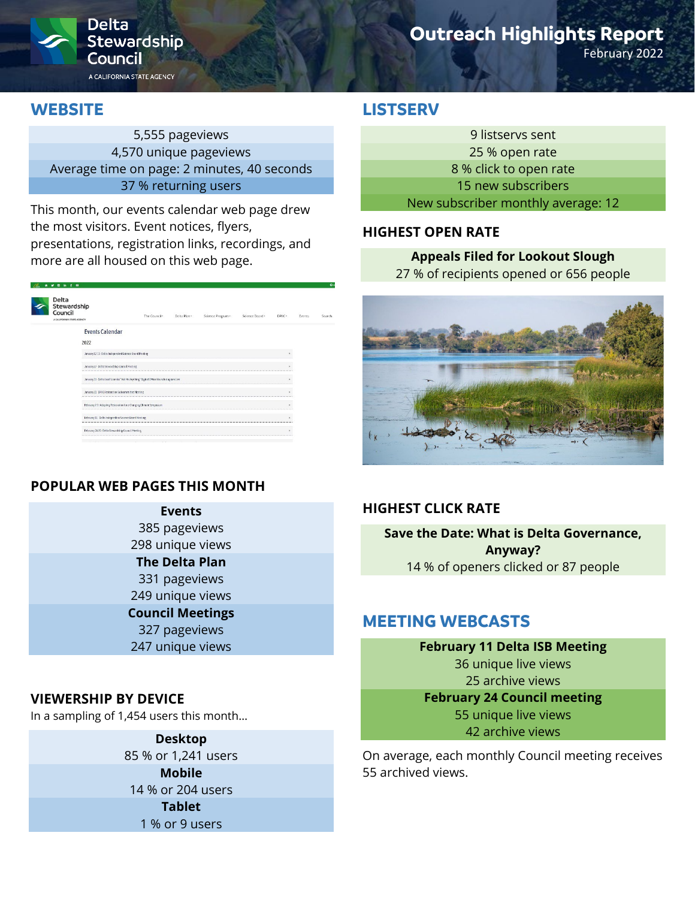# Outreach Highlights Report

February 2022

## WEBSITE

5,555 pageviews
4,570 unique pageviews
Average time on page: 2 minutes, 40 seconds
37 % returning users

This month, our events calendar web page drew the most visitors. Event notices, flyers, presentations, registration links, recordings, and more are all housed on this web page.

### POPULAR WEB PAGES THIS MONTH

**Events**
385 pageviews
298 unique views

**The Delta Plan**
331 pageviews
249 unique views

**Council Meetings**
327 pageviews
247 unique views

### VIEWERSHIP BY DEVICE

In a sampling of 1,454 users this month...

**Desktop**
85 % or 1,241 users

**Mobile**
14 % or 204 users

**Tablet**
1 % or 9 users

## LISTSERV

9 listservs sent
25 % open rate
8 % click to open rate
15 new subscribers
New subscriber monthly average: 12

### HIGHEST OPEN RATE

**Appeals Filed for Lookout Slough**
27 % of recipients opened or 656 people

### HIGHEST CLICK RATE

**Save the Date: What is Delta Governance, Anyway?**
14 % of openers clicked or 87 people

## MEETING WEBCASTS

**February 11 Delta ISB Meeting**
36 unique live views
25 archive views

**February 24 Council meeting**
55 unique live views
42 archive views

On average, each monthly Council meeting receives 55 archived views.